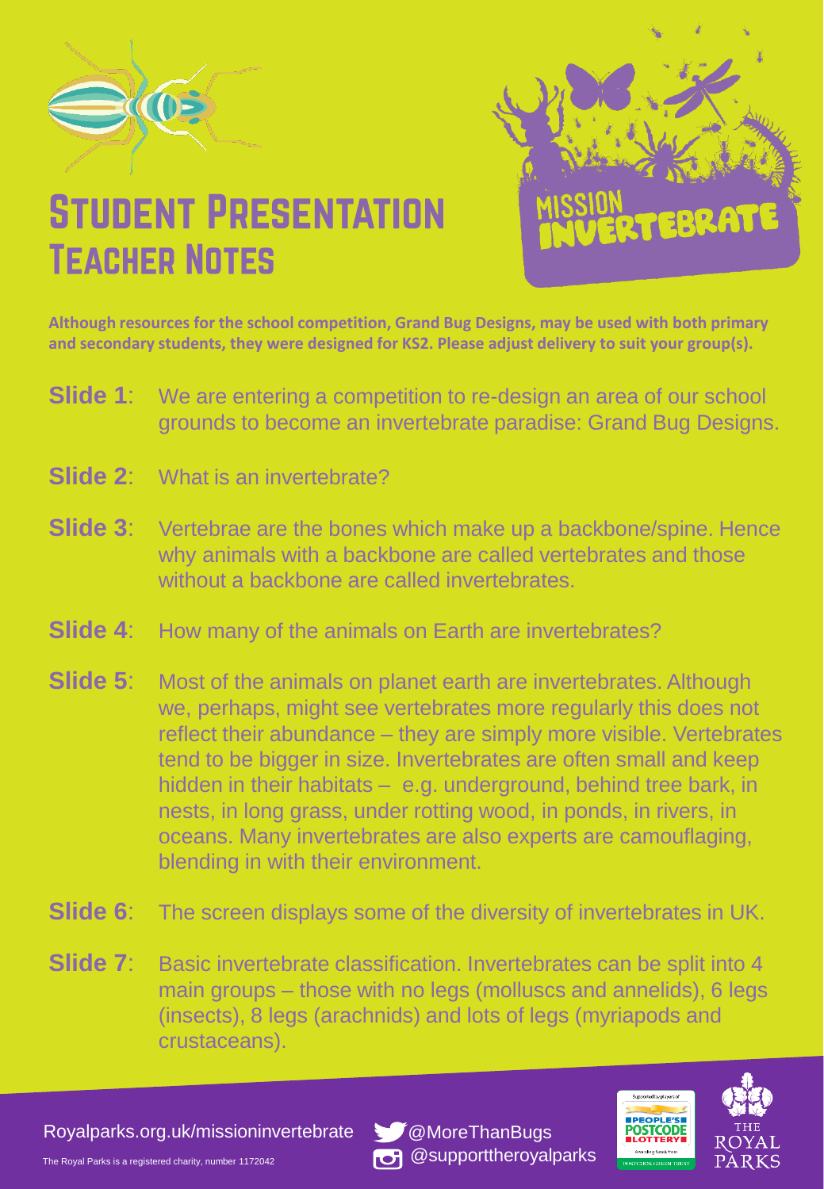# Student Presentation
## Teacher Notes

MISSION INVERTEBRATE

**Although resources for the school competition, Grand Bug Designs, may be used with both primary and secondary students, they were designed for KS2. Please adjust delivery to suit your group(s).**

**Slide 1**: We are entering a competition to re-design an area of our school grounds to become an invertebrate paradise: Grand Bug Designs.

**Slide 2**: What is an invertebrate?

**Slide 3**: Vertebrae are the bones which make up a backbone/spine. Hence why animals with a backbone are called vertebrates and those without a backbone are called invertebrates.

**Slide 4**: How many of the animals on Earth are invertebrates?

**Slide 5**: Most of the animals on planet earth are invertebrates. Although we, perhaps, might see vertebrates more regularly this does not reflect their abundance – they are simply more visible. Vertebrates tend to be bigger in size. Invertebrates are often small and keep hidden in their habitats – e.g. underground, behind tree bark, in nests, in long grass, under rotting wood, in ponds, in rivers, in oceans. Many invertebrates are also experts are camouflaging, blending in with their environment.

**Slide 6**: The screen displays some of the diversity of invertebrates in UK.

**Slide 7**: Basic invertebrate classification. Invertebrates can be split into 4 main groups – those with no legs (molluscs and annelids), 6 legs (insects), 8 legs (arachnids) and lots of legs (myriapods and crustaceans).

Royalparks.org.uk/missioninvertebrate @MoreThanBugs @supporttheroyalparks

The Royal Parks is a registered charity, number 1172042

Supported by players of People's Postcode Lottery. Awarding funds from Postcode Green Trust.

The Royal Parks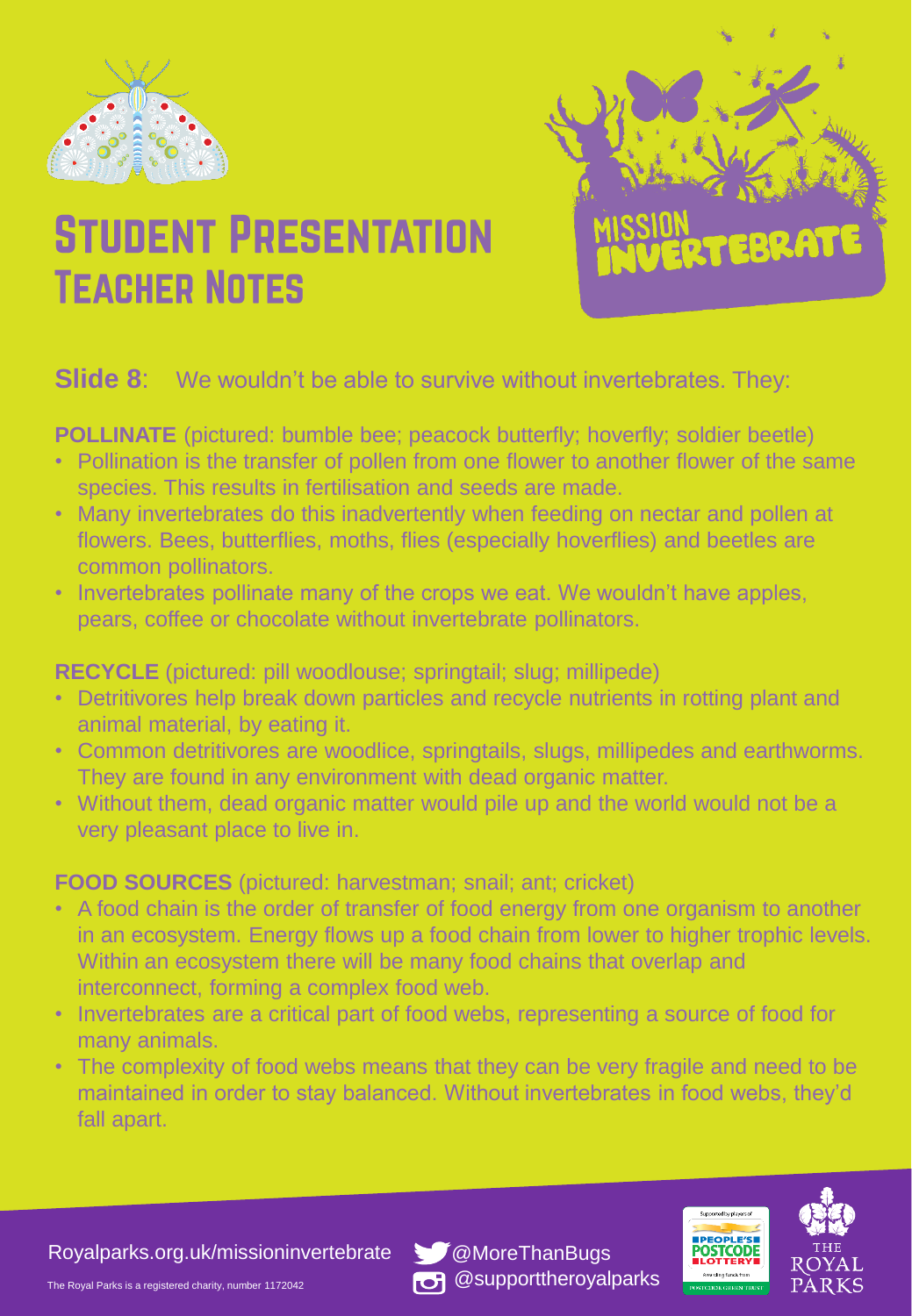# Student Presentation Teacher Notes

**Slide 8**: We wouldn't be able to survive without invertebrates. They:

**POLLINATE** (pictured: bumble bee; peacock butterfly; hoverfly; soldier beetle)

- Pollination is the transfer of pollen from one flower to another flower of the same species. This results in fertilisation and seeds are made.
- Many invertebrates do this inadvertently when feeding on nectar and pollen at flowers. Bees, butterflies, moths, flies (especially hoverflies) and beetles are common pollinators.
- Invertebrates pollinate many of the crops we eat. We wouldn't have apples, pears, coffee or chocolate without invertebrate pollinators.

**RECYCLE** (pictured: pill woodlouse; springtail; slug; millipede)

- Detritivores help break down particles and recycle nutrients in rotting plant and animal material, by eating it.
- Common detritivores are woodlice, springtails, slugs, millipedes and earthworms. They are found in any environment with dead organic matter.
- Without them, dead organic matter would pile up and the world would not be a very pleasant place to live in.

**FOOD SOURCES** (pictured: harvestman; snail; ant; cricket)

- A food chain is the order of transfer of food energy from one organism to another in an ecosystem. Energy flows up a food chain from lower to higher trophic levels. Within an ecosystem there will be many food chains that overlap and interconnect, forming a complex food web.
- Invertebrates are a critical part of food webs, representing a source of food for many animals.
- The complexity of food webs means that they can be very fragile and need to be maintained in order to stay balanced. Without invertebrates in food webs, they'd fall apart.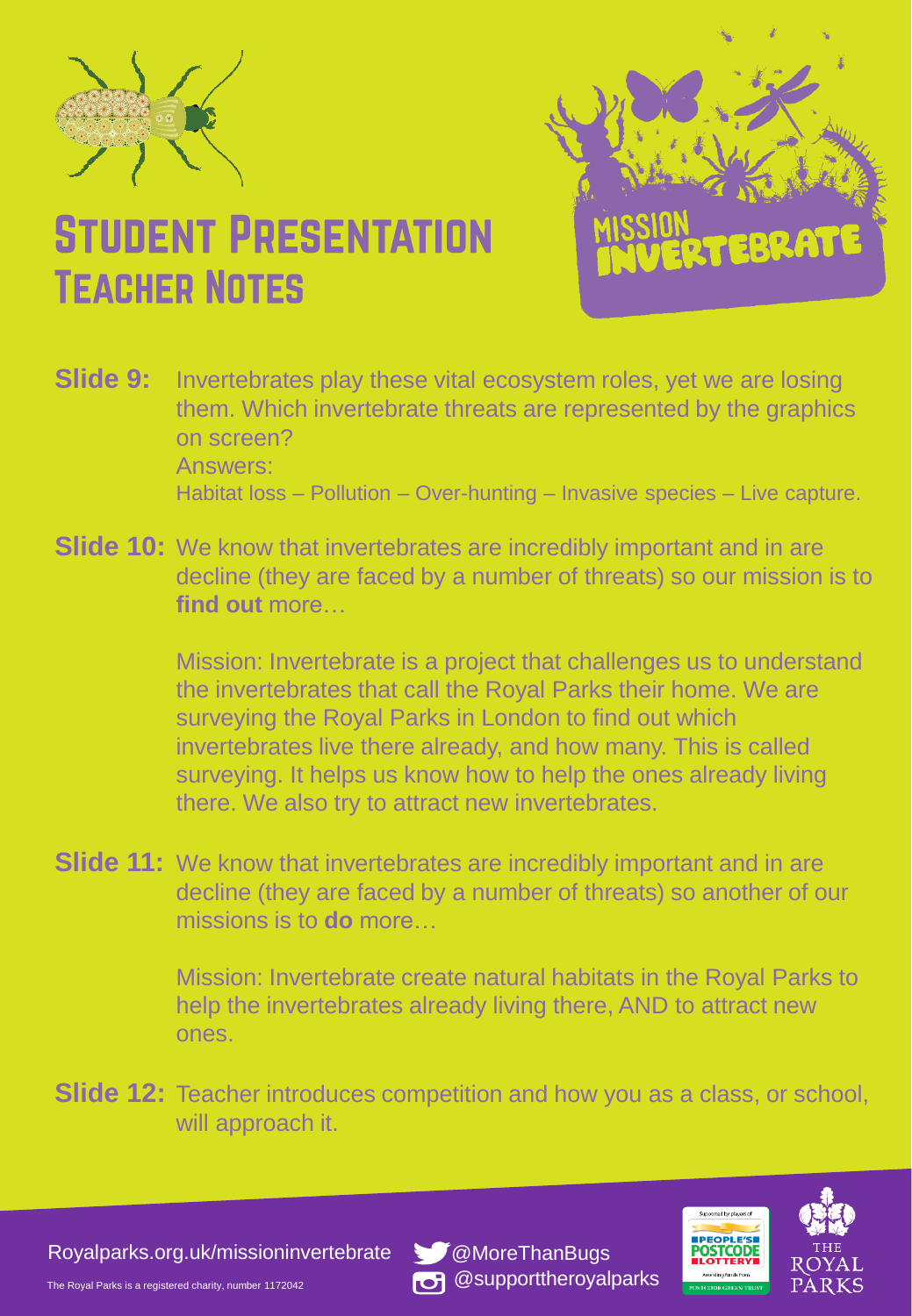# Student Presentation
## Teacher Notes

MISSION INVERTEBRATE

**Slide 9:** Invertebrates play these vital ecosystem roles, yet we are losing them. Which invertebrate threats are represented by the graphics on screen?
Answers:
Habitat loss – Pollution – Over-hunting – Invasive species – Live capture.

**Slide 10:** We know that invertebrates are incredibly important and in are decline (they are faced by a number of threats) so our mission is to **find out** more…

Mission: Invertebrate is a project that challenges us to understand the invertebrates that call the Royal Parks their home. We are surveying the Royal Parks in London to find out which invertebrates live there already, and how many. This is called surveying. It helps us know how to help the ones already living there. We also try to attract new invertebrates.

**Slide 11:** We know that invertebrates are incredibly important and in are decline (they are faced by a number of threats) so another of our missions is to **do** more…

Mission: Invertebrate create natural habitats in the Royal Parks to help the invertebrates already living there, AND to attract new ones.

**Slide 12:** Teacher introduces competition and how you as a class, or school, will approach it.

Royalparks.org.uk/missioninvertebrate @MoreThanBugs @supporttheroyalparks

The Royal Parks is a registered charity, number 1172042